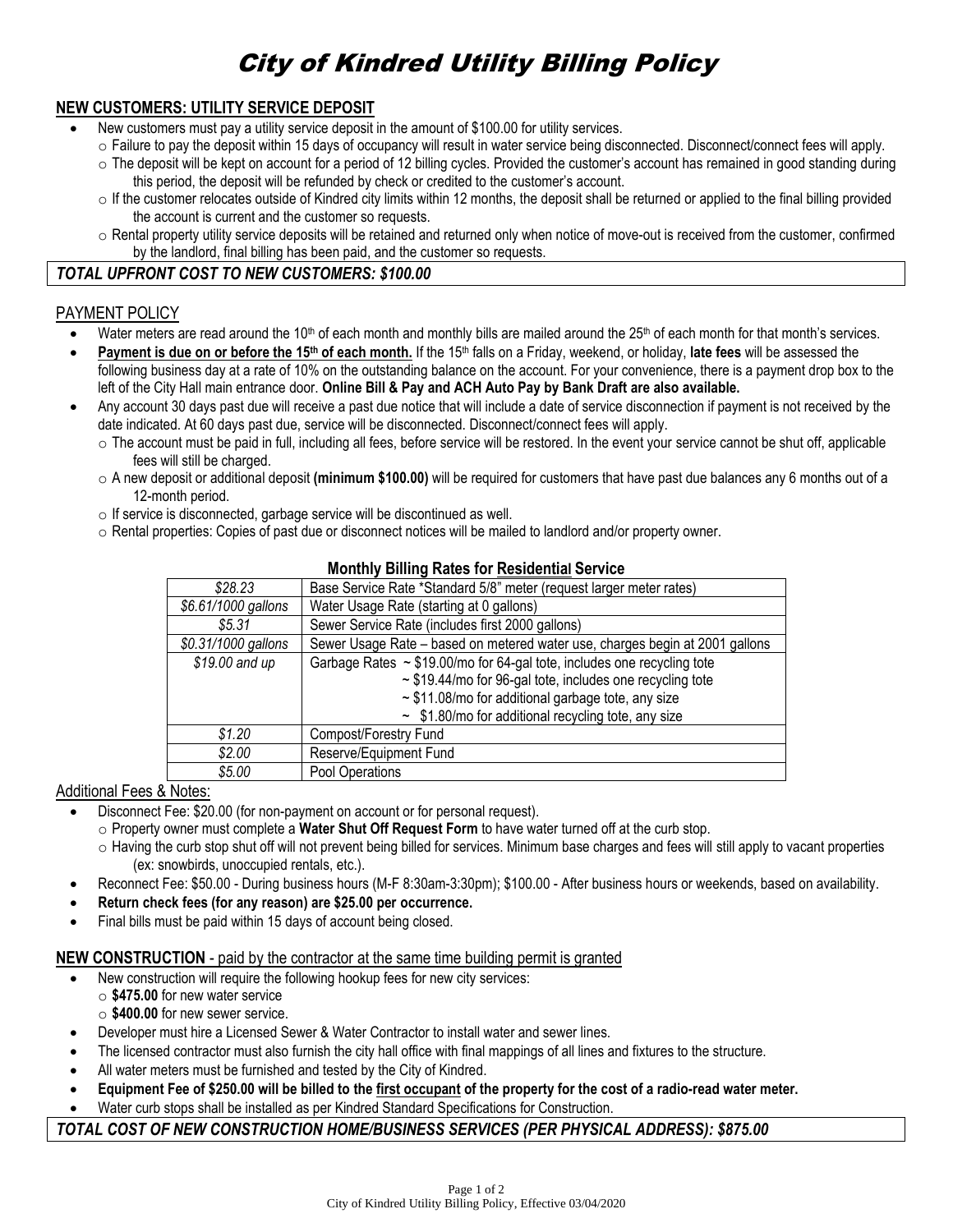#  City of Kindred Utility Billing Policy

## NEW CUSTOMERS: UTILITY SERVICE DEPOSIT

- New customers must pay a utility service deposit in the amount of $100.00 for utility services.
  - Failure to pay the deposit within 15 days of occupancy will result in water service being disconnected. Disconnect/connect fees will apply.
  - The deposit will be kept on account for a period of 12 billing cycles. Provided the customer's account has remained in good standing during this period, the deposit will be refunded by check or credited to the customer's account.
  - If the customer relocates outside of Kindred city limits within 12 months, the deposit shall be returned or applied to the final billing provided the account is current and the customer so requests.
  - Rental property utility service deposits will be retained and returned only when notice of move-out is received from the customer, confirmed by the landlord, final billing has been paid, and the customer so requests.

***TOTAL UPFRONT COST TO NEW CUSTOMERS: $100.00***

## PAYMENT POLICY

- Water meters are read around the 10th of each month and monthly bills are mailed around the 25th of each month for that month's services.
- **Payment is due on or before the 15th of each month.** If the 15th falls on a Friday, weekend, or holiday, **late fees** will be assessed the following business day at a rate of 10% on the outstanding balance on the account. For your convenience, there is a payment drop box to the left of the City Hall main entrance door. **Online Bill & Pay and ACH Auto Pay by Bank Draft are also available.**
- Any account 30 days past due will receive a past due notice that will include a date of service disconnection if payment is not received by the date indicated. At 60 days past due, service will be disconnected. Disconnect/connect fees will apply.
  - The account must be paid in full, including all fees, before service will be restored. In the event your service cannot be shut off, applicable fees will still be charged.
  - A new deposit or additional deposit **(minimum $100.00)** will be required for customers that have past due balances any 6 months out of a 12-month period.
  - If service is disconnected, garbage service will be discontinued as well.
  - Rental properties: Copies of past due or disconnect notices will be mailed to landlord and/or property owner.

**Monthly Billing Rates for Residential Service**

| | |
|---|---|
| *$28.23* | Base Service Rate *Standard 5/8" meter (request larger meter rates) |
| *$6.61/1000 gallons* | Water Usage Rate (starting at 0 gallons) |
| *$5.31* | Sewer Service Rate (includes first 2000 gallons) |
| *$0.31/1000 gallons* | Sewer Usage Rate – based on metered water use, charges begin at 2001 gallons |
| *$19.00 and up* | Garbage Rates ~ $19.00/mo for 64-gal tote, includes one recycling tote<br>~ $19.44/mo for 96-gal tote, includes one recycling tote<br>~ $11.08/mo for additional garbage tote, any size<br>~ $1.80/mo for additional recycling tote, any size |
| *$1.20* | Compost/Forestry Fund |
| *$2.00* | Reserve/Equipment Fund |
| *$5.00* | Pool Operations |

Additional Fees & Notes:

- Disconnect Fee: $20.00 (for non-payment on account or for personal request).
  - Property owner must complete a **Water Shut Off Request Form** to have water turned off at the curb stop.
  - Having the curb stop shut off will not prevent being billed for services. Minimum base charges and fees will still apply to vacant properties (ex: snowbirds, unoccupied rentals, etc.).
- Reconnect Fee: $50.00 - During business hours (M-F 8:30am-3:30pm); $100.00 - After business hours or weekends, based on availability.
- **Return check fees (for any reason) are $25.00 per occurrence.**
- Final bills must be paid within 15 days of account being closed.

## NEW CONSTRUCTION - paid by the contractor at the same time building permit is granted

- New construction will require the following hookup fees for new city services:
  - **$475.00** for new water service
  - **$400.00** for new sewer service.
- Developer must hire a Licensed Sewer & Water Contractor to install water and sewer lines.
- The licensed contractor must also furnish the city hall office with final mappings of all lines and fixtures to the structure.
- All water meters must be furnished and tested by the City of Kindred.
- **Equipment Fee of $250.00 will be billed to the first occupant of the property for the cost of a radio-read water meter.**
- Water curb stops shall be installed as per Kindred Standard Specifications for Construction.

***TOTAL COST OF NEW CONSTRUCTION HOME/BUSINESS SERVICES (PER PHYSICAL ADDRESS): $875.00***

City of Kindred Utility Billing Policy, Effective 03/04/2020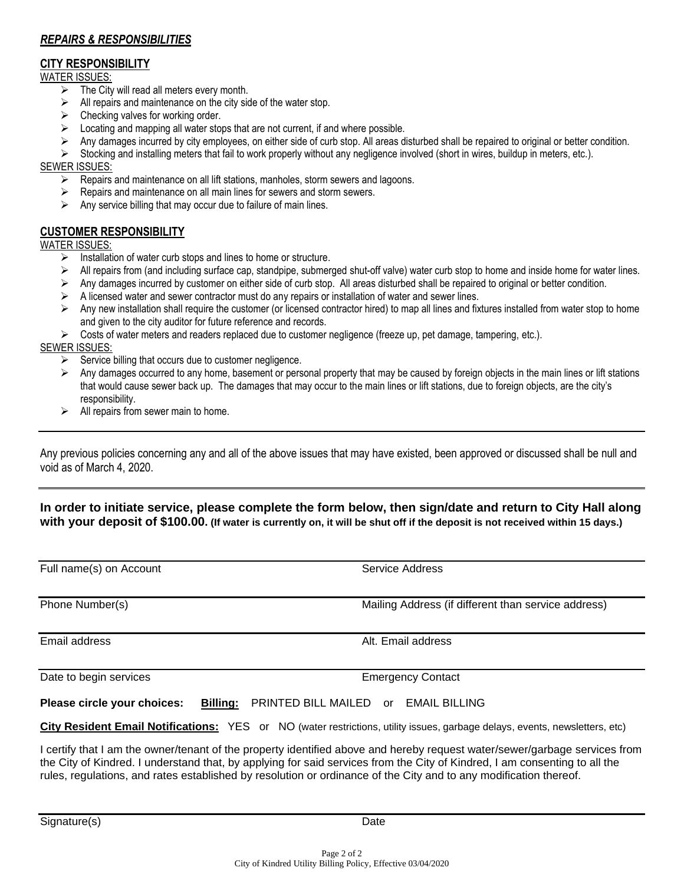## *REPAIRS & RESPONSIBILITIES*

### CITY RESPONSIBILITY

WATER ISSUES:

- The City will read all meters every month.
- All repairs and maintenance on the city side of the water stop.
- Checking valves for working order.
- Locating and mapping all water stops that are not current, if and where possible.
- Any damages incurred by city employees, on either side of curb stop. All areas disturbed shall be repaired to original or better condition.
- Stocking and installing meters that fail to work properly without any negligence involved (short in wires, buildup in meters, etc.).

SEWER ISSUES:

- Repairs and maintenance on all lift stations, manholes, storm sewers and lagoons.
- Repairs and maintenance on all main lines for sewers and storm sewers.
- Any service billing that may occur due to failure of main lines.

### CUSTOMER RESPONSIBILITY

WATER ISSUES:

- Installation of water curb stops and lines to home or structure.
- All repairs from (and including surface cap, standpipe, submerged shut-off valve) water curb stop to home and inside home for water lines.
- Any damages incurred by customer on either side of curb stop. All areas disturbed shall be repaired to original or better condition.
- A licensed water and sewer contractor must do any repairs or installation of water and sewer lines.
- Any new installation shall require the customer (or licensed contractor hired) to map all lines and fixtures installed from water stop to home and given to the city auditor for future reference and records.
- Costs of water meters and readers replaced due to customer negligence (freeze up, pet damage, tampering, etc.).

SEWER ISSUES:

- Service billing that occurs due to customer negligence.
- Any damages occurred to any home, basement or personal property that may be caused by foreign objects in the main lines or lift stations that would cause sewer back up. The damages that may occur to the main lines or lift stations, due to foreign objects, are the city's responsibility.
- All repairs from sewer main to home.

---

Any previous policies concerning any and all of the above issues that may have existed, been approved or discussed shall be null and void as of March 4, 2020.

---

**In order to initiate service, please complete the form below, then sign/date and return to City Hall along with your deposit of $100.00. (If water is currently on, it will be shut off if the deposit is not received within 15 days.)**

Full name(s) on Account ____________________ Service Address ____________________

Phone Number(s) ____________________ Mailing Address (if different than service address) ____________________

Email address ____________________ Alt. Email address ____________________

Date to begin services ____________________ Emergency Contact ____________________

**Please circle your choices:** **Billing:** PRINTED BILL MAILED or EMAIL BILLING

**City Resident Email Notifications:** YES or NO (water restrictions, utility issues, garbage delays, events, newsletters, etc)

I certify that I am the owner/tenant of the property identified above and hereby request water/sewer/garbage services from the City of Kindred. I understand that, by applying for said services from the City of Kindred, I am consenting to all the rules, regulations, and rates established by resolution or ordinance of the City and to any modification thereof.

Signature(s) ____________________ Date ____________________

City of Kindred Utility Billing Policy, Effective 03/04/2020